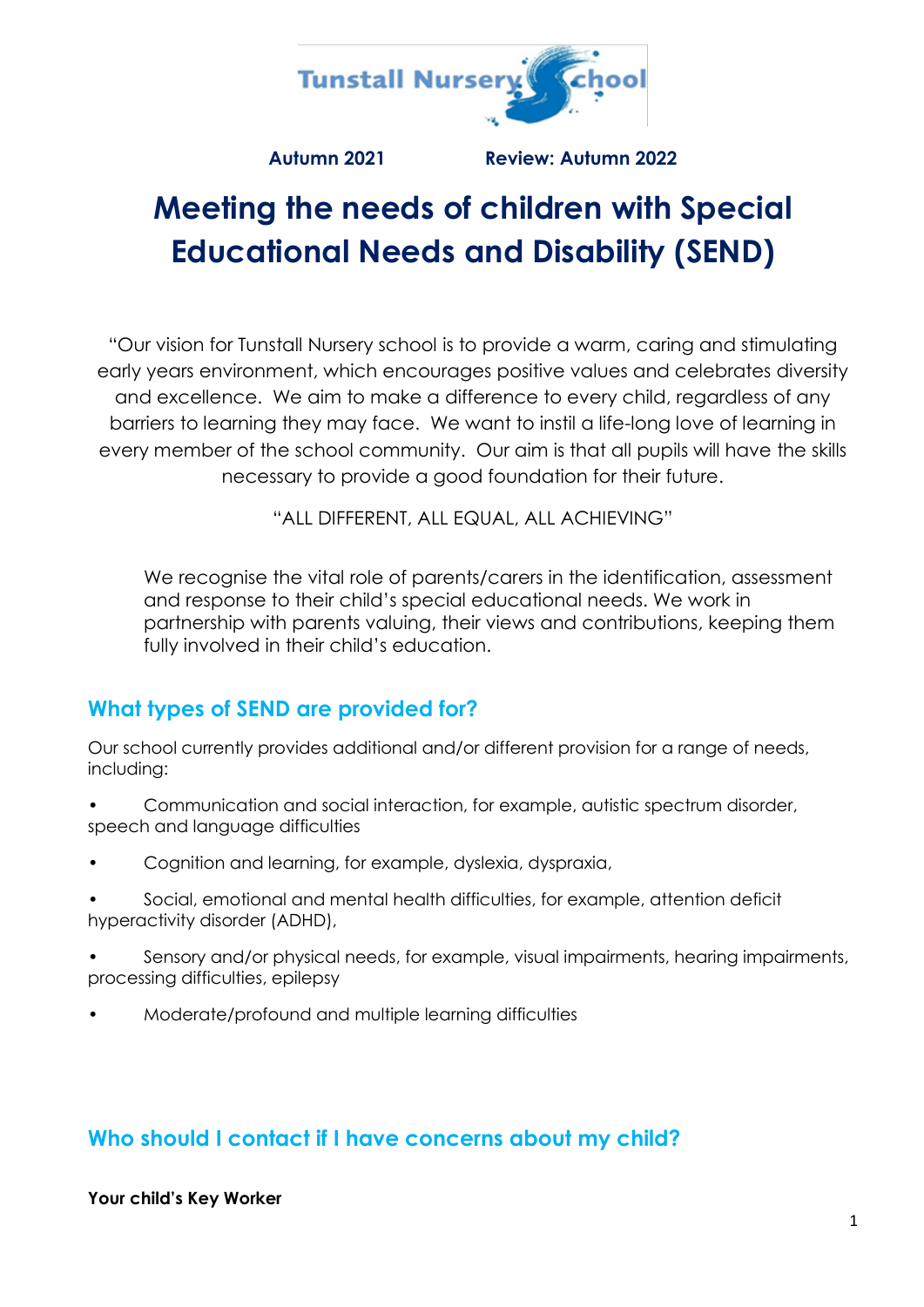Tunstall Nursery School

**Autumn 2021** **Review: Autumn 2022**

# Meeting the needs of children with Special Educational Needs and Disability (SEND)

"Our vision for Tunstall Nursery school is to provide a warm, caring and stimulating early years environment, which encourages positive values and celebrates diversity and excellence. We aim to make a difference to every child, regardless of any barriers to learning they may face. We want to instil a life-long love of learning in every member of the school community. Our aim is that all pupils will have the skills necessary to provide a good foundation for their future.

"ALL DIFFERENT, ALL EQUAL, ALL ACHIEVING"

We recognise the vital role of parents/carers in the identification, assessment and response to their child's special educational needs. We work in partnership with parents valuing, their views and contributions, keeping them fully involved in their child's education.

## What types of SEND are provided for?

Our school currently provides additional and/or different provision for a range of needs, including:

- Communication and social interaction, for example, autistic spectrum disorder, speech and language difficulties
- Cognition and learning, for example, dyslexia, dyspraxia,
- Social, emotional and mental health difficulties, for example, attention deficit hyperactivity disorder (ADHD),
- Sensory and/or physical needs, for example, visual impairments, hearing impairments, processing difficulties, epilepsy
- Moderate/profound and multiple learning difficulties

## Who should I contact if I have concerns about my child?

**Your child's Key Worker**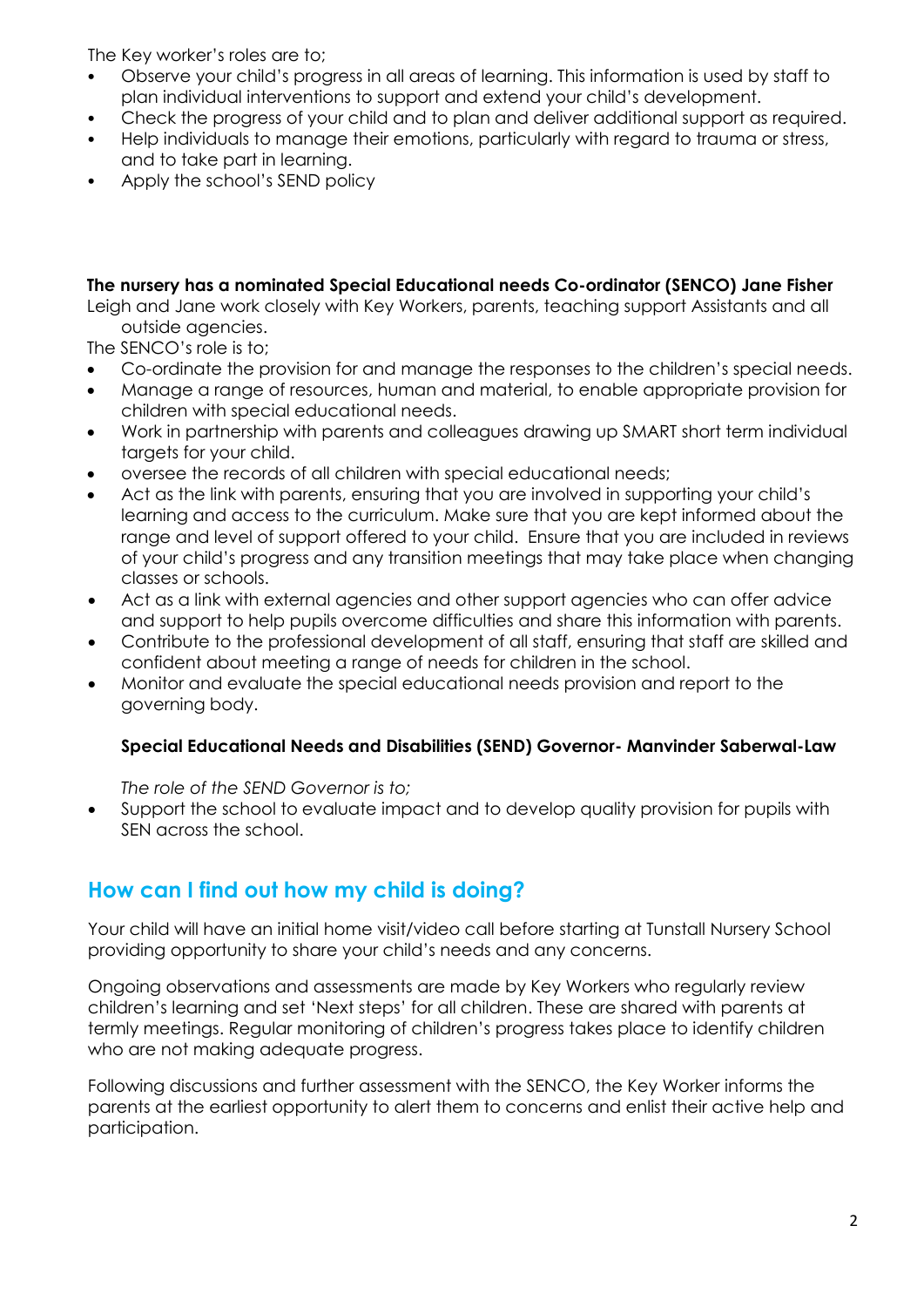The Key worker's roles are to;

- Observe your child's progress in all areas of learning. This information is used by staff to plan individual interventions to support and extend your child's development.
- Check the progress of your child and to plan and deliver additional support as required.
- Help individuals to manage their emotions, particularly with regard to trauma or stress, and to take part in learning.
- Apply the school's SEND policy

**The nursery has a nominated Special Educational needs Co-ordinator (SENCO) Jane Fisher**

Leigh and Jane work closely with Key Workers, parents, teaching support Assistants and all outside agencies.

The SENCO's role is to;

- Co-ordinate the provision for and manage the responses to the children's special needs.
- Manage a range of resources, human and material, to enable appropriate provision for children with special educational needs.
- Work in partnership with parents and colleagues drawing up SMART short term individual targets for your child.
- oversee the records of all children with special educational needs;
- Act as the link with parents, ensuring that you are involved in supporting your child's learning and access to the curriculum. Make sure that you are kept informed about the range and level of support offered to your child. Ensure that you are included in reviews of your child's progress and any transition meetings that may take place when changing classes or schools.
- Act as a link with external agencies and other support agencies who can offer advice and support to help pupils overcome difficulties and share this information with parents.
- Contribute to the professional development of all staff, ensuring that staff are skilled and confident about meeting a range of needs for children in the school.
- Monitor and evaluate the special educational needs provision and report to the governing body.

**Special Educational Needs and Disabilities (SEND) Governor- Manvinder Saberwal-Law**

*The role of the SEND Governor is to;*

- Support the school to evaluate impact and to develop quality provision for pupils with SEN across the school.

## How can I find out how my child is doing?

Your child will have an initial home visit/video call before starting at Tunstall Nursery School providing opportunity to share your child's needs and any concerns.

Ongoing observations and assessments are made by Key Workers who regularly review children's learning and set 'Next steps' for all children. These are shared with parents at termly meetings. Regular monitoring of children's progress takes place to identify children who are not making adequate progress.

Following discussions and further assessment with the SENCO, the Key Worker informs the parents at the earliest opportunity to alert them to concerns and enlist their active help and participation.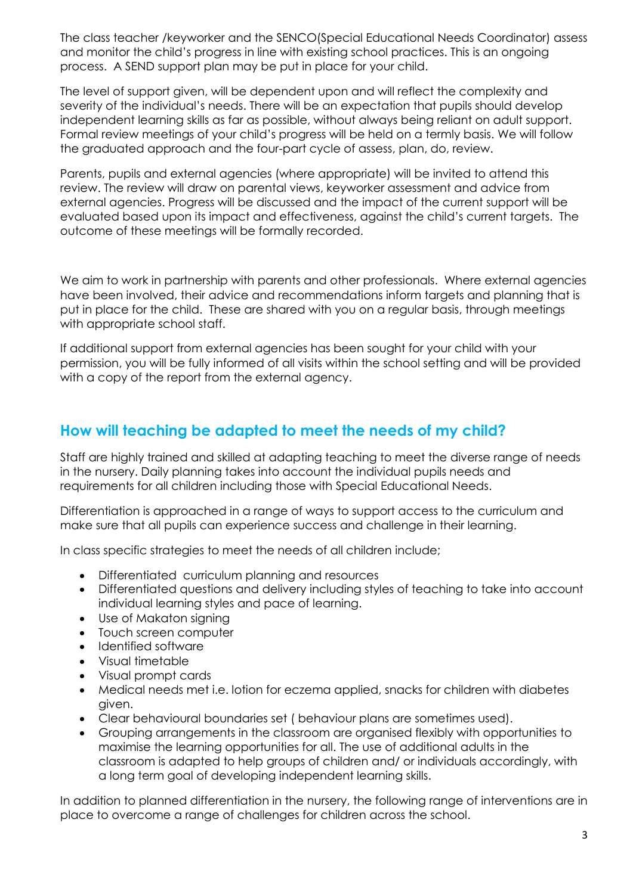The class teacher /keyworker and the SENCO(Special Educational Needs Coordinator) assess and monitor the child's progress in line with existing school practices. This is an ongoing process. A SEND support plan may be put in place for your child.

The level of support given, will be dependent upon and will reflect the complexity and severity of the individual's needs. There will be an expectation that pupils should develop independent learning skills as far as possible, without always being reliant on adult support. Formal review meetings of your child's progress will be held on a termly basis. We will follow the graduated approach and the four-part cycle of assess, plan, do, review.

Parents, pupils and external agencies (where appropriate) will be invited to attend this review. The review will draw on parental views, keyworker assessment and advice from external agencies. Progress will be discussed and the impact of the current support will be evaluated based upon its impact and effectiveness, against the child's current targets. The outcome of these meetings will be formally recorded.

We aim to work in partnership with parents and other professionals. Where external agencies have been involved, their advice and recommendations inform targets and planning that is put in place for the child. These are shared with you on a regular basis, through meetings with appropriate school staff.

If additional support from external agencies has been sought for your child with your permission, you will be fully informed of all visits within the school setting and will be provided with a copy of the report from the external agency.

## How will teaching be adapted to meet the needs of my child?

Staff are highly trained and skilled at adapting teaching to meet the diverse range of needs in the nursery. Daily planning takes into account the individual pupils needs and requirements for all children including those with Special Educational Needs.

Differentiation is approached in a range of ways to support access to the curriculum and make sure that all pupils can experience success and challenge in their learning.

In class specific strategies to meet the needs of all children include;

- Differentiated curriculum planning and resources
- Differentiated questions and delivery including styles of teaching to take into account individual learning styles and pace of learning.
- Use of Makaton signing
- Touch screen computer
- Identified software
- Visual timetable
- Visual prompt cards
- Medical needs met i.e. lotion for eczema applied, snacks for children with diabetes given.
- Clear behavioural boundaries set ( behaviour plans are sometimes used).
- Grouping arrangements in the classroom are organised flexibly with opportunities to maximise the learning opportunities for all. The use of additional adults in the classroom is adapted to help groups of children and/ or individuals accordingly, with a long term goal of developing independent learning skills.

In addition to planned differentiation in the nursery, the following range of interventions are in place to overcome a range of challenges for children across the school.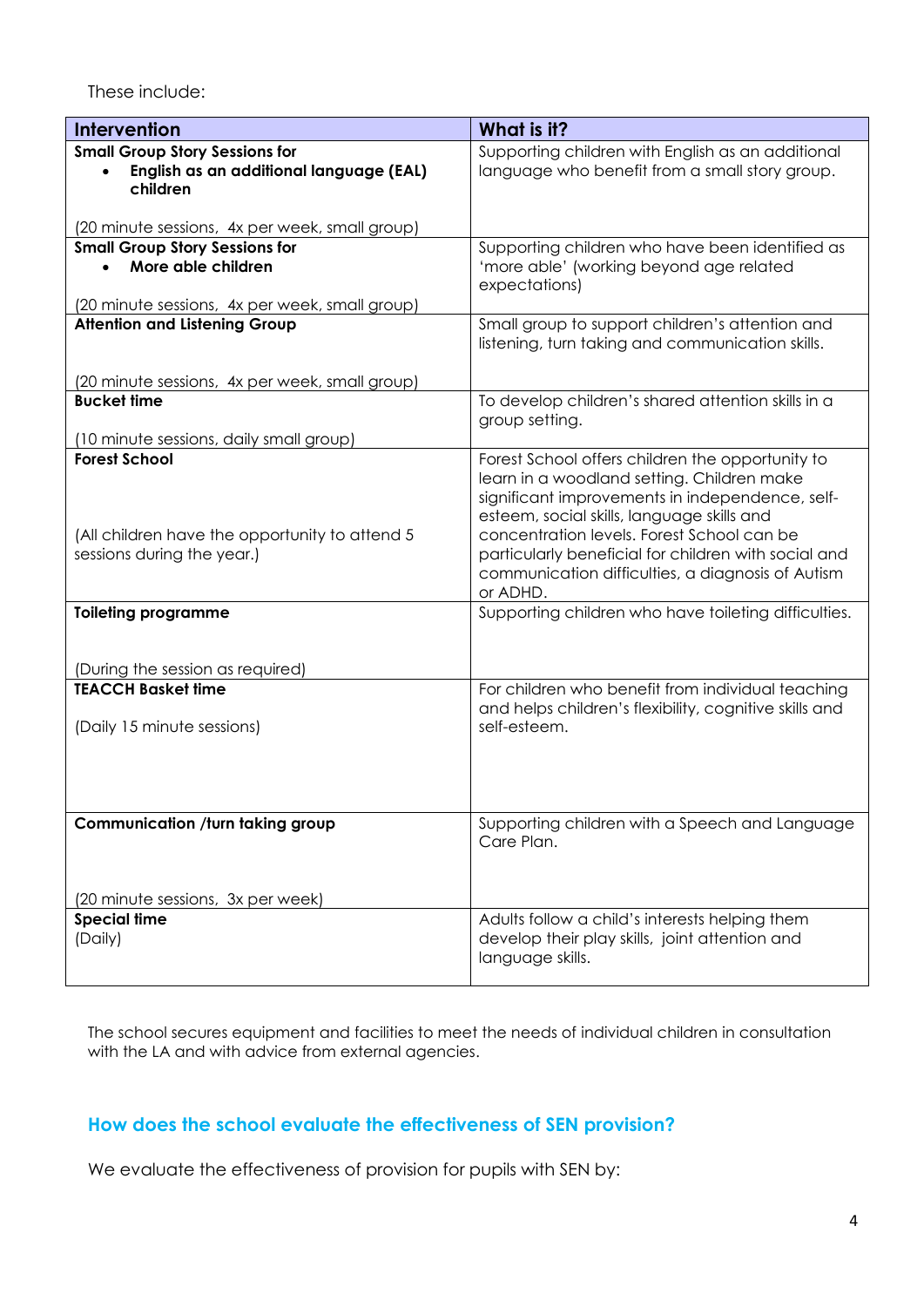These include:

| Intervention | What is it? |
| --- | --- |
| **Small Group Story Sessions for**<br>• **English as an additional language (EAL) children**<br><br>(20 minute sessions, 4x per week, small group) | Supporting children with English as an additional language who benefit from a small story group. |
| **Small Group Story Sessions for**<br>• **More able children**<br><br>(20 minute sessions, 4x per week, small group) | Supporting children who have been identified as 'more able' (working beyond age related expectations) |
| **Attention and Listening Group**<br><br>(20 minute sessions, 4x per week, small group) | Small group to support children's attention and listening, turn taking and communication skills. |
| **Bucket time**<br><br>(10 minute sessions, daily small group) | To develop children's shared attention skills in a group setting. |
| **Forest School**<br><br>(All children have the opportunity to attend 5 sessions during the year.) | Forest School offers children the opportunity to learn in a woodland setting. Children make significant improvements in independence, self-esteem, social skills, language skills and concentration levels. Forest School can be particularly beneficial for children with social and communication difficulties, a diagnosis of Autism or ADHD. |
| **Toileting programme**<br><br>(During the session as required) | Supporting children who have toileting difficulties. |
| **TEACCH Basket time**<br><br>(Daily 15 minute sessions) | For children who benefit from individual teaching and helps children's flexibility, cognitive skills and self-esteem. |
| **Communication /turn taking group**<br><br>(20 minute sessions, 3x per week) | Supporting children with a Speech and Language Care Plan. |
| **Special time**<br>(Daily) | Adults follow a child's interests helping them develop their play skills, joint attention and language skills. |

The school secures equipment and facilities to meet the needs of individual children in consultation with the LA and with advice from external agencies.

## How does the school evaluate the effectiveness of SEN provision?

We evaluate the effectiveness of provision for pupils with SEN by: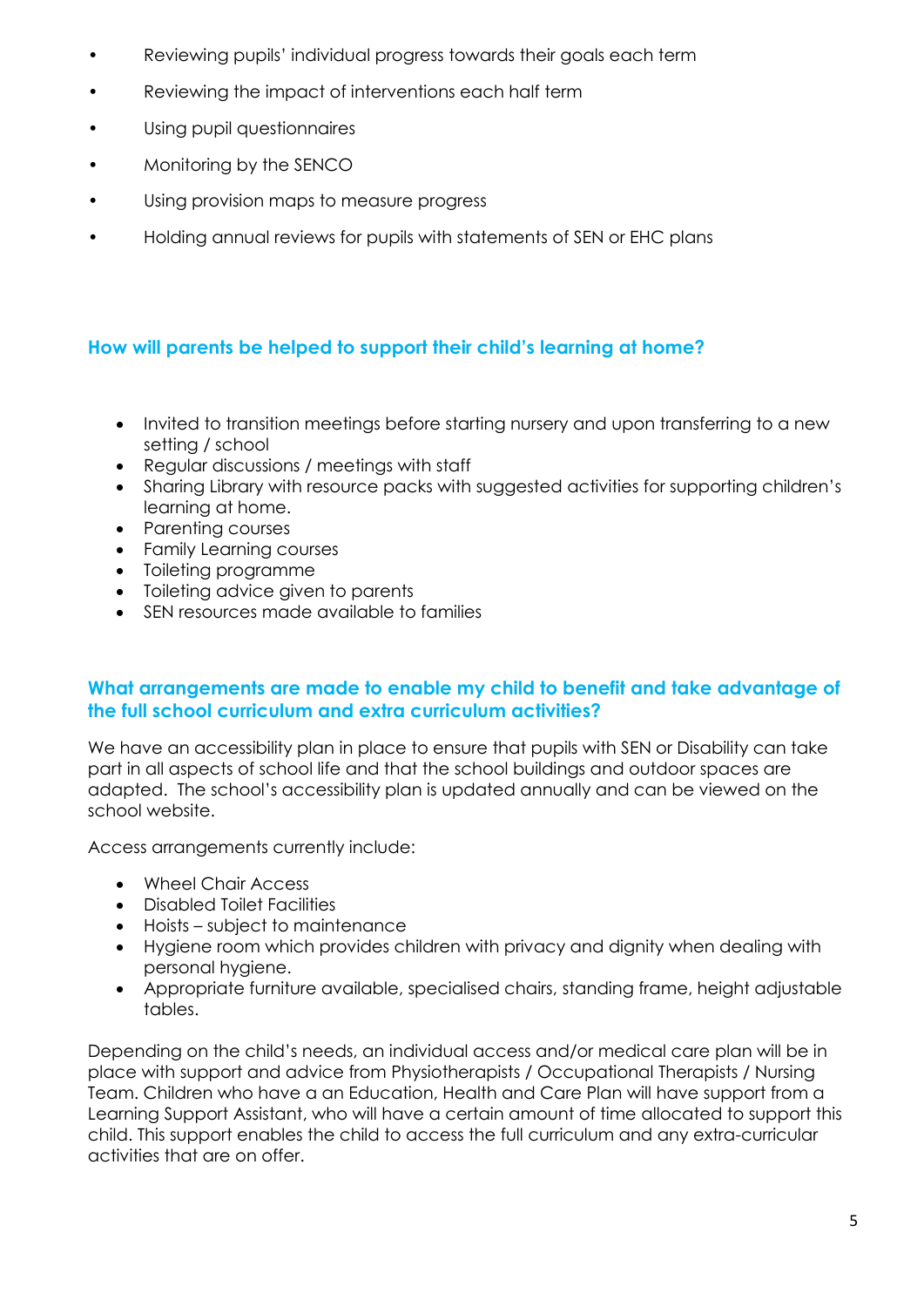- Reviewing pupils' individual progress towards their goals each term
- Reviewing the impact of interventions each half term
- Using pupil questionnaires
- Monitoring by the SENCO
- Using provision maps to measure progress
- Holding annual reviews for pupils with statements of SEN or EHC plans

## How will parents be helped to support their child's learning at home?

- Invited to transition meetings before starting nursery and upon transferring to a new setting / school
- Regular discussions / meetings with staff
- Sharing Library with resource packs with suggested activities for supporting children's learning at home.
- Parenting courses
- Family Learning courses
- Toileting programme
- Toileting advice given to parents
- SEN resources made available to families

## What arrangements are made to enable my child to benefit and take advantage of the full school curriculum and extra curriculum activities?

We have an accessibility plan in place to ensure that pupils with SEN or Disability can take part in all aspects of school life and that the school buildings and outdoor spaces are adapted. The school's accessibility plan is updated annually and can be viewed on the school website.

Access arrangements currently include:

- Wheel Chair Access
- Disabled Toilet Facilities
- Hoists – subject to maintenance
- Hygiene room which provides children with privacy and dignity when dealing with personal hygiene.
- Appropriate furniture available, specialised chairs, standing frame, height adjustable tables.

Depending on the child's needs, an individual access and/or medical care plan will be in place with support and advice from Physiotherapists / Occupational Therapists / Nursing Team. Children who have a an Education, Health and Care Plan will have support from a Learning Support Assistant, who will have a certain amount of time allocated to support this child. This support enables the child to access the full curriculum and any extra-curricular activities that are on offer.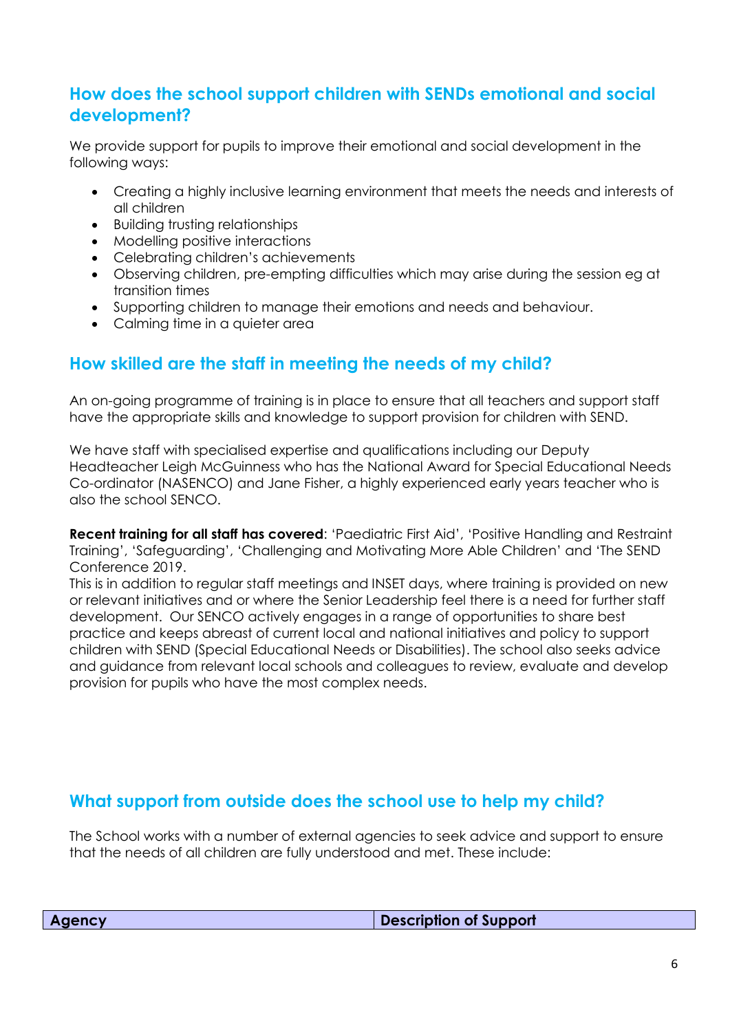## How does the school support children with SENDs emotional and social development?

We provide support for pupils to improve their emotional and social development in the following ways:

- Creating a highly inclusive learning environment that meets the needs and interests of all children
- Building trusting relationships
- Modelling positive interactions
- Celebrating children's achievements
- Observing children, pre-empting difficulties which may arise during the session eg at transition times
- Supporting children to manage their emotions and needs and behaviour.
- Calming time in a quieter area

## How skilled are the staff in meeting the needs of my child?

An on-going programme of training is in place to ensure that all teachers and support staff have the appropriate skills and knowledge to support provision for children with SEND.

We have staff with specialised expertise and qualifications including our Deputy Headteacher Leigh McGuinness who has the National Award for Special Educational Needs Co-ordinator (NASENCO) and Jane Fisher, a highly experienced early years teacher who is also the school SENCO.

**Recent training for all staff has covered**: 'Paediatric First Aid', 'Positive Handling and Restraint Training', 'Safeguarding', 'Challenging and Motivating More Able Children' and 'The SEND Conference 2019.
This is in addition to regular staff meetings and INSET days, where training is provided on new or relevant initiatives and or where the Senior Leadership feel there is a need for further staff development. Our SENCO actively engages in a range of opportunities to share best practice and keeps abreast of current local and national initiatives and policy to support children with SEND (Special Educational Needs or Disabilities). The school also seeks advice and guidance from relevant local schools and colleagues to review, evaluate and develop provision for pupils who have the most complex needs.

## What support from outside does the school use to help my child?

The School works with a number of external agencies to seek advice and support to ensure that the needs of all children are fully understood and met. These include:

| Agency | Description of Support |
|---|---|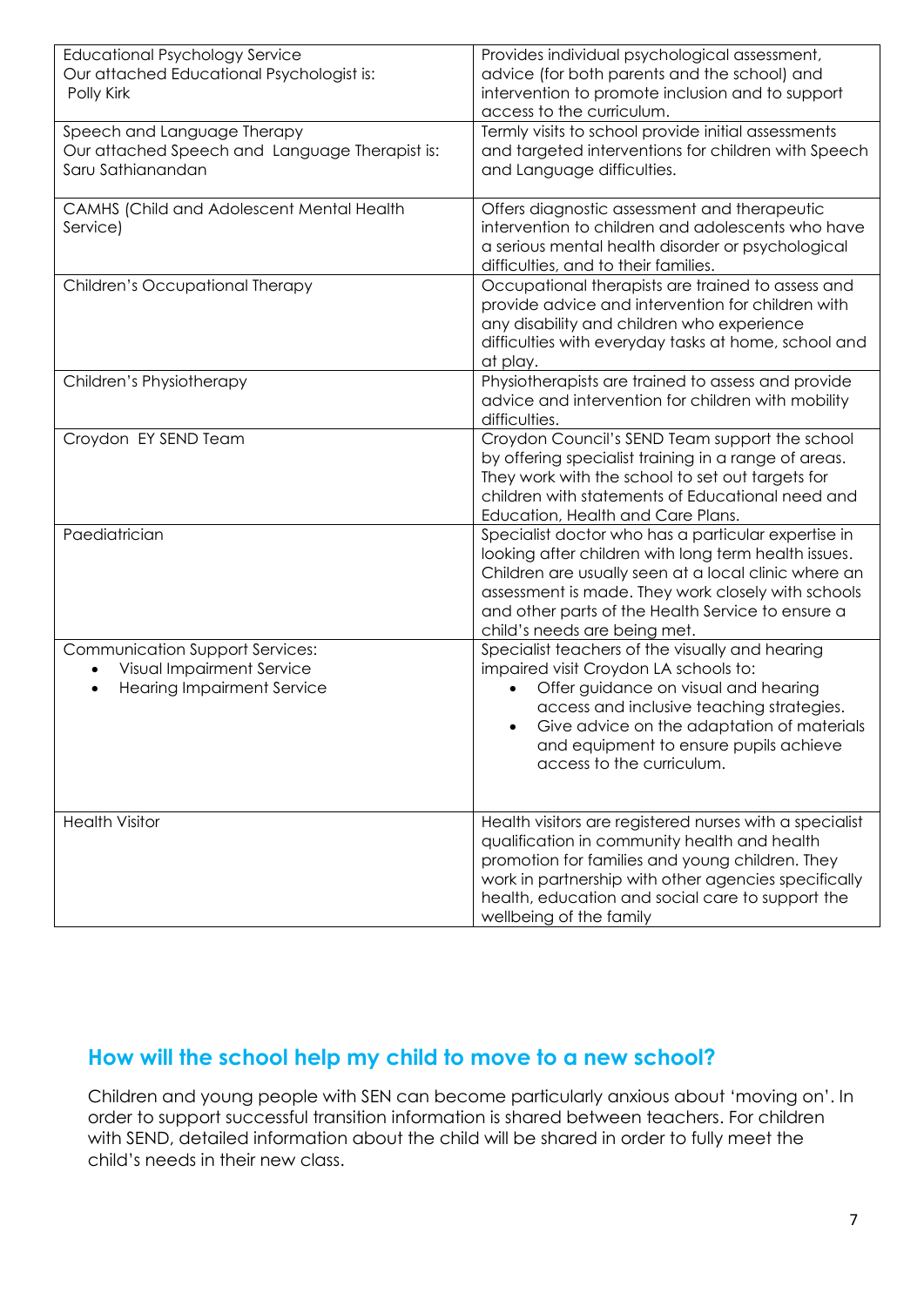| | |
|---|---|
| Educational Psychology Service<br>Our attached Educational Psychologist is:<br>Polly Kirk | Provides individual psychological assessment, advice (for both parents and the school) and intervention to promote inclusion and to support access to the curriculum. |
| Speech and Language Therapy<br>Our attached Speech and Language Therapist is:<br>Saru Sathianandan | Termly visits to school provide initial assessments and targeted interventions for children with Speech and Language difficulties. |
| CAMHS (Child and Adolescent Mental Health Service) | Offers diagnostic assessment and therapeutic intervention to children and adolescents who have a serious mental health disorder or psychological difficulties, and to their families. |
| Children's Occupational Therapy | Occupational therapists are trained to assess and provide advice and intervention for children with any disability and children who experience difficulties with everyday tasks at home, school and at play. |
| Children's Physiotherapy | Physiotherapists are trained to assess and provide advice and intervention for children with mobility difficulties. |
| Croydon EY SEND Team | Croydon Council's SEND Team support the school by offering specialist training in a range of areas. They work with the school to set out targets for children with statements of Educational need and Education, Health and Care Plans. |
| Paediatrician | Specialist doctor who has a particular expertise in looking after children with long term health issues. Children are usually seen at a local clinic where an assessment is made. They work closely with schools and other parts of the Health Service to ensure a child's needs are being met. |
| Communication Support Services:<br>• Visual Impairment Service<br>• Hearing Impairment Service | Specialist teachers of the visually and hearing impaired visit Croydon LA schools to:<br>• Offer guidance on visual and hearing access and inclusive teaching strategies.<br>• Give advice on the adaptation of materials and equipment to ensure pupils achieve access to the curriculum. |
| Health Visitor | Health visitors are registered nurses with a specialist qualification in community health and health promotion for families and young children. They work in partnership with other agencies specifically health, education and social care to support the wellbeing of the family |

## How will the school help my child to move to a new school?

Children and young people with SEN can become particularly anxious about 'moving on'. In order to support successful transition information is shared between teachers. For children with SEND, detailed information about the child will be shared in order to fully meet the child's needs in their new class.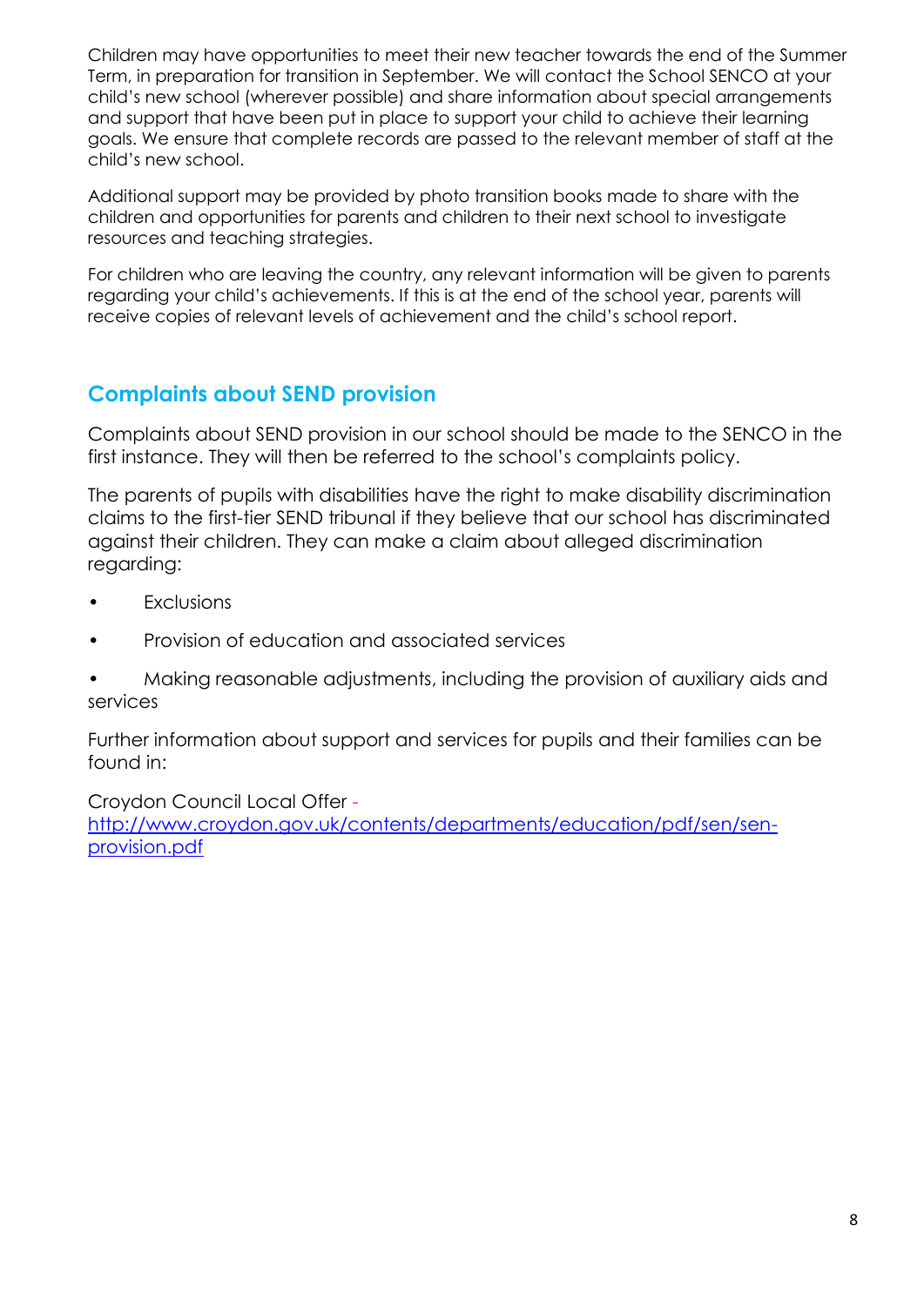Children may have opportunities to meet their new teacher towards the end of the Summer Term, in preparation for transition in September. We will contact the School SENCO at your child's new school (wherever possible) and share information about special arrangements and support that have been put in place to support your child to achieve their learning goals. We ensure that complete records are passed to the relevant member of staff at the child's new school.

Additional support may be provided by photo transition books made to share with the children and opportunities for parents and children to their next school to investigate resources and teaching strategies.

For children who are leaving the country, any relevant information will be given to parents regarding your child's achievements. If this is at the end of the school year, parents will receive copies of relevant levels of achievement and the child's school report.

## Complaints about SEND provision

Complaints about SEND provision in our school should be made to the SENCO in the first instance. They will then be referred to the school's complaints policy.

The parents of pupils with disabilities have the right to make disability discrimination claims to the first-tier SEND tribunal if they believe that our school has discriminated against their children. They can make a claim about alleged discrimination regarding:

- Exclusions
- Provision of education and associated services
- Making reasonable adjustments, including the provision of auxiliary aids and services

Further information about support and services for pupils and their families can be found in:

Croydon Council Local Offer - [http://www.croydon.gov.uk/contents/departments/education/pdf/sen/sen-provision.pdf](http://www.croydon.gov.uk/contents/departments/education/pdf/sen/sen-provision.pdf)